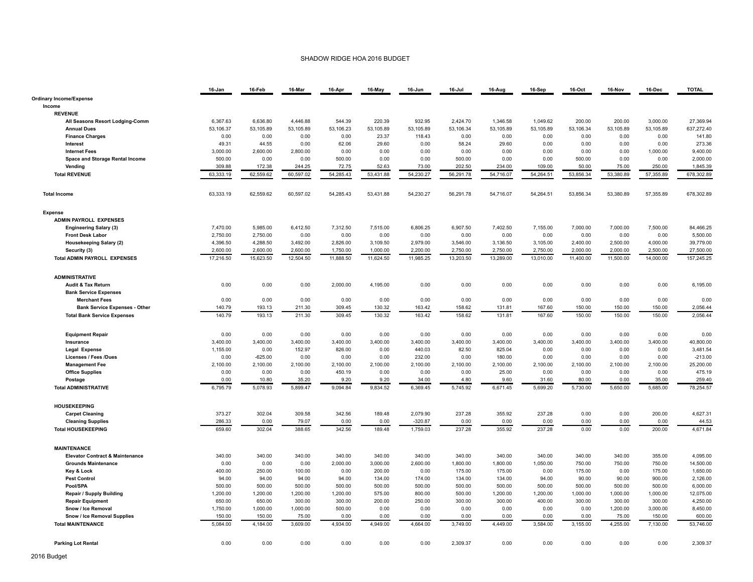# SHADOW RIDGE HOA 2016 BUDGET

| | 16-Jan | 16-Feb | 16-Mar | 16-Apr | 16-May | 16-Jun | 16-Jul | 16-Aug | 16-Sep | 16-Oct | 16-Nov | 16-Dec | TOTAL |
|---|---|---|---|---|---|---|---|---|---|---|---|---|---|
| **Ordinary Income/Expense** | | | | | | | | | | | | | |
| **Income** | | | | | | | | | | | | | |
| **REVENUE** | | | | | | | | | | | | | |
| **All Seasons Resort Lodging-Comm** | 6,367.63 | 6,636.80 | 4,446.88 | 544.39 | 220.39 | 932.95 | 2,424.70 | 1,346.58 | 1,049.62 | 200.00 | 200.00 | 3,000.00 | 27,369.94 |
| **Annual Dues** | 53,106.37 | 53,105.89 | 53,105.89 | 53,106.23 | 53,105.89 | 53,105.89 | 53,106.34 | 53,105.89 | 53,105.89 | 53,106.34 | 53,105.89 | 53,105.89 | 637,272.40 |
| **Finance Charges** | 0.00 | 0.00 | 0.00 | 0.00 | 23.37 | 118.43 | 0.00 | 0.00 | 0.00 | 0.00 | 0.00 | 0.00 | 141.80 |
| **Interest** | 49.31 | 44.55 | 0.00 | 62.06 | 29.60 | 0.00 | 58.24 | 29.60 | 0.00 | 0.00 | 0.00 | 0.00 | 273.36 |
| **Internet Fees** | 3,000.00 | 2,600.00 | 2,800.00 | 0.00 | 0.00 | 0.00 | 0.00 | 0.00 | 0.00 | 0.00 | 0.00 | 1,000.00 | 9,400.00 |
| **Space and Storage Rental Income** | 500.00 | 0.00 | 0.00 | 500.00 | 0.00 | 0.00 | 500.00 | 0.00 | 0.00 | 500.00 | 0.00 | 0.00 | 2,000.00 |
| **Vending** | 309.88 | 172.38 | 244.25 | 72.75 | 52.63 | 73.00 | 202.50 | 234.00 | 109.00 | 50.00 | 75.00 | 250.00 | 1,845.39 |
| **Total REVENUE** | 63,333.19 | 62,559.62 | 60,597.02 | 54,285.43 | 53,431.88 | 54,230.27 | 56,291.78 | 54,716.07 | 54,264.51 | 53,856.34 | 53,380.89 | 57,355.89 | 678,302.89 |
| **Total Income** | 63,333.19 | 62,559.62 | 60,597.02 | 54,285.43 | 53,431.88 | 54,230.27 | 56,291.78 | 54,716.07 | 54,264.51 | 53,856.34 | 53,380.89 | 57,355.89 | 678,302.89 |
| **Expense** | | | | | | | | | | | | | |
| **ADMIN PAYROLL EXPENSES** | | | | | | | | | | | | | |
| **Engineering Salary (3)** | 7,470.00 | 5,985.00 | 6,412.50 | 7,312.50 | 7,515.00 | 6,806.25 | 6,907.50 | 7,402.50 | 7,155.00 | 7,000.00 | 7,000.00 | 7,500.00 | 84,466.25 |
| **Front Desk Labor** | 2,750.00 | 2,750.00 | 0.00 | 0.00 | 0.00 | 0.00 | 0.00 | 0.00 | 0.00 | 0.00 | 0.00 | 0.00 | 5,500.00 |
| **Housekeeping Salary (2)** | 4,396.50 | 4,288.50 | 3,492.00 | 2,826.00 | 3,109.50 | 2,979.00 | 3,546.00 | 3,136.50 | 3,105.00 | 2,400.00 | 2,500.00 | 4,000.00 | 39,779.00 |
| **Security (3)** | 2,600.00 | 2,600.00 | 2,600.00 | 1,750.00 | 1,000.00 | 2,200.00 | 2,750.00 | 2,750.00 | 2,750.00 | 2,000.00 | 2,000.00 | 2,500.00 | 27,500.00 |
| **Total ADMIN PAYROLL EXPENSES** | 17,216.50 | 15,623.50 | 12,504.50 | 11,888.50 | 11,624.50 | 11,985.25 | 13,203.50 | 13,289.00 | 13,010.00 | 11,400.00 | 11,500.00 | 14,000.00 | 157,245.25 |
| **ADMINISTRATIVE** | | | | | | | | | | | | | |
| **Audit & Tax Return** | 0.00 | 0.00 | 0.00 | 2,000.00 | 4,195.00 | 0.00 | 0.00 | 0.00 | 0.00 | 0.00 | 0.00 | 0.00 | 6,195.00 |
| **Bank Service Expenses** | | | | | | | | | | | | | |
| **Merchant Fees** | 0.00 | 0.00 | 0.00 | 0.00 | 0.00 | 0.00 | 0.00 | 0.00 | 0.00 | 0.00 | 0.00 | 0.00 | 0.00 |
| **Bank Service Expenses - Other** | 140.79 | 193.13 | 211.30 | 309.45 | 130.32 | 163.42 | 158.62 | 131.81 | 167.60 | 150.00 | 150.00 | 150.00 | 2,056.44 |
| **Total Bank Service Expenses** | 140.79 | 193.13 | 211.30 | 309.45 | 130.32 | 163.42 | 158.62 | 131.81 | 167.60 | 150.00 | 150.00 | 150.00 | 2,056.44 |
| **Equipment Repair** | 0.00 | 0.00 | 0.00 | 0.00 | 0.00 | 0.00 | 0.00 | 0.00 | 0.00 | 0.00 | 0.00 | 0.00 | 0.00 |
| **Insurance** | 3,400.00 | 3,400.00 | 3,400.00 | 3,400.00 | 3,400.00 | 3,400.00 | 3,400.00 | 3,400.00 | 3,400.00 | 3,400.00 | 3,400.00 | 3,400.00 | 40,800.00 |
| **Legal Expense** | 1,155.00 | 0.00 | 152.97 | 826.00 | 0.00 | 440.03 | 82.50 | 825.04 | 0.00 | 0.00 | 0.00 | 0.00 | 3,481.54 |
| **Licenses / Fees /Dues** | 0.00 | -625.00 | 0.00 | 0.00 | 0.00 | 232.00 | 0.00 | 180.00 | 0.00 | 0.00 | 0.00 | 0.00 | -213.00 |
| **Management Fee** | 2,100.00 | 2,100.00 | 2,100.00 | 2,100.00 | 2,100.00 | 2,100.00 | 2,100.00 | 2,100.00 | 2,100.00 | 2,100.00 | 2,100.00 | 2,100.00 | 25,200.00 |
| **Office Supplies** | 0.00 | 0.00 | 0.00 | 450.19 | 0.00 | 0.00 | 0.00 | 25.00 | 0.00 | 0.00 | 0.00 | 0.00 | 475.19 |
| **Postage** | 0.00 | 10.80 | 35.20 | 9.20 | 9.20 | 34.00 | 4.80 | 9.60 | 31.60 | 80.00 | 0.00 | 35.00 | 259.40 |
| **Total ADMINISTRATIVE** | 6,795.79 | 5,078.93 | 5,899.47 | 9,094.84 | 9,834.52 | 6,369.45 | 5,745.92 | 6,671.45 | 5,699.20 | 5,730.00 | 5,650.00 | 5,685.00 | 78,254.57 |
| **HOUSEKEEPING** | | | | | | | | | | | | | |
| **Carpet Cleaning** | 373.27 | 302.04 | 309.58 | 342.56 | 189.48 | 2,079.90 | 237.28 | 355.92 | 237.28 | 0.00 | 0.00 | 200.00 | 4,627.31 |
| **Cleaning Supplies** | 286.33 | 0.00 | 79.07 | 0.00 | 0.00 | -320.87 | 0.00 | 0.00 | 0.00 | 0.00 | 0.00 | 0.00 | 44.53 |
| **Total HOUSEKEEPING** | 659.60 | 302.04 | 388.65 | 342.56 | 189.48 | 1,759.03 | 237.28 | 355.92 | 237.28 | 0.00 | 0.00 | 200.00 | 4,671.84 |
| **MAINTENANCE** | | | | | | | | | | | | | |
| **Elevator Contract & Maintenance** | 340.00 | 340.00 | 340.00 | 340.00 | 340.00 | 340.00 | 340.00 | 340.00 | 340.00 | 340.00 | 340.00 | 355.00 | 4,095.00 |
| **Grounds Maintenance** | 0.00 | 0.00 | 0.00 | 2,000.00 | 3,000.00 | 2,600.00 | 1,800.00 | 1,800.00 | 1,050.00 | 750.00 | 750.00 | 750.00 | 14,500.00 |
| **Key & Lock** | 400.00 | 250.00 | 100.00 | 0.00 | 200.00 | 0.00 | 175.00 | 175.00 | 0.00 | 175.00 | 0.00 | 175.00 | 1,650.00 |
| **Pest Control** | 94.00 | 94.00 | 94.00 | 94.00 | 134.00 | 174.00 | 134.00 | 134.00 | 94.00 | 90.00 | 90.00 | 900.00 | 2,126.00 |
| **Pool/SPA** | 500.00 | 500.00 | 500.00 | 500.00 | 500.00 | 500.00 | 500.00 | 500.00 | 500.00 | 500.00 | 500.00 | 500.00 | 6,000.00 |
| **Repair / Supply Building** | 1,200.00 | 1,200.00 | 1,200.00 | 1,200.00 | 575.00 | 800.00 | 500.00 | 1,200.00 | 1,200.00 | 1,000.00 | 1,000.00 | 1,000.00 | 12,075.00 |
| **Repair Equipment** | 650.00 | 650.00 | 300.00 | 300.00 | 200.00 | 250.00 | 300.00 | 300.00 | 400.00 | 300.00 | 300.00 | 300.00 | 4,250.00 |
| **Snow / Ice Removal** | 1,750.00 | 1,000.00 | 1,000.00 | 500.00 | 0.00 | 0.00 | 0.00 | 0.00 | 0.00 | 0.00 | 1,200.00 | 3,000.00 | 8,450.00 |
| **Snow / Ice Removal Supplies** | 150.00 | 150.00 | 75.00 | 0.00 | 0.00 | 0.00 | 0.00 | 0.00 | 0.00 | 0.00 | 75.00 | 150.00 | 600.00 |
| **Total MAINTENANCE** | 5,084.00 | 4,184.00 | 3,609.00 | 4,934.00 | 4,949.00 | 4,664.00 | 3,749.00 | 4,449.00 | 3,584.00 | 3,155.00 | 4,255.00 | 7,130.00 | 53,746.00 |
| **Parking Lot Rental** | 0.00 | 0.00 | 0.00 | 0.00 | 0.00 | 0.00 | 2,309.37 | 0.00 | 0.00 | 0.00 | 0.00 | 0.00 | 2,309.37 |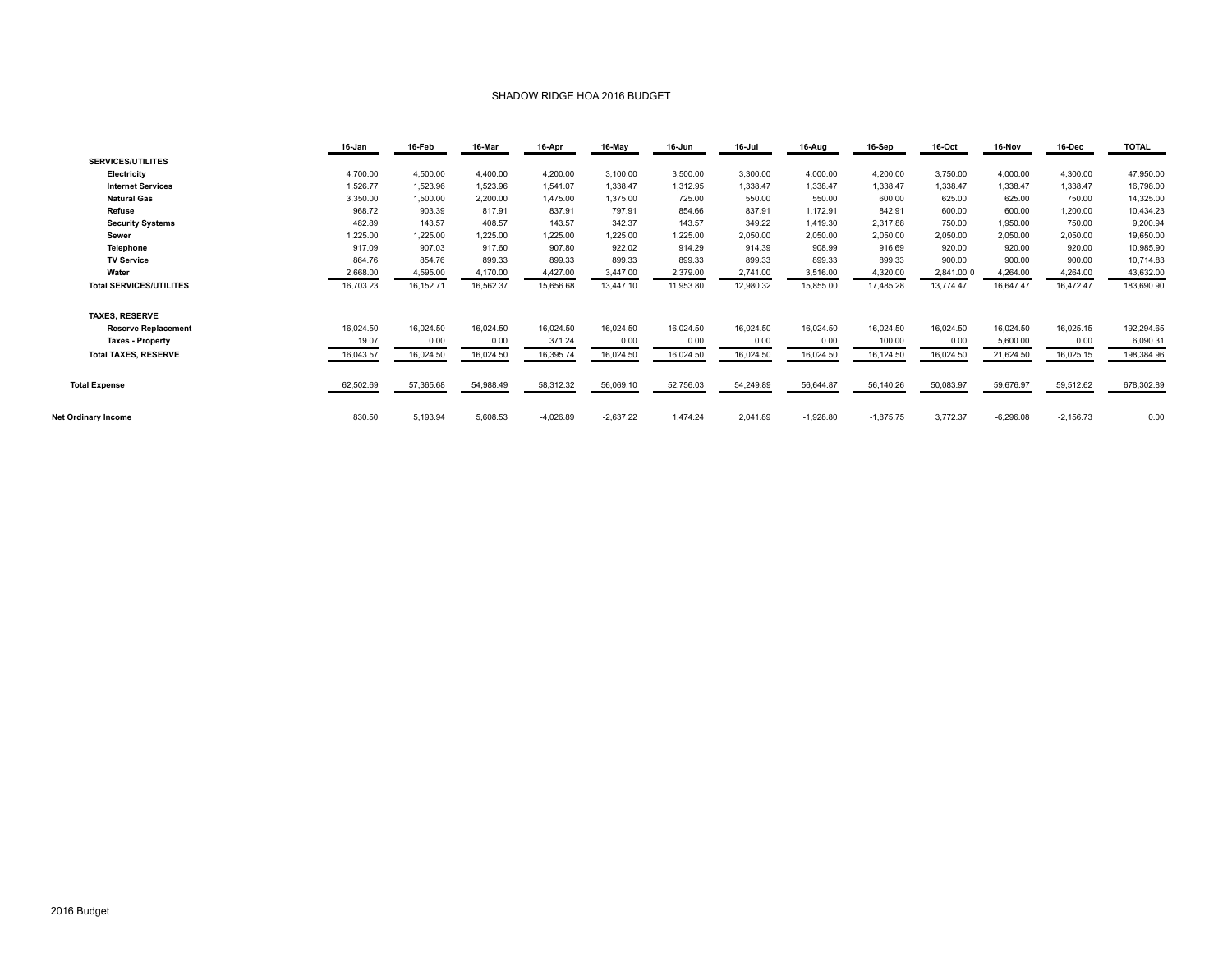SHADOW RIDGE HOA 2016 BUDGET

| | 16-Jan | 16-Feb | 16-Mar | 16-Apr | 16-May | 16-Jun | 16-Jul | 16-Aug | 16-Sep | 16-Oct | 16-Nov | 16-Dec | TOTAL |
|---|---|---|---|---|---|---|---|---|---|---|---|---|---|
| **SERVICES/UTILITES** | | | | | | | | | | | | | |
| **Electricity** | 4,700.00 | 4,500.00 | 4,400.00 | 4,200.00 | 3,100.00 | 3,500.00 | 3,300.00 | 4,000.00 | 4,200.00 | 3,750.00 | 4,000.00 | 4,300.00 | 47,950.00 |
| **Internet Services** | 1,526.77 | 1,523.96 | 1,523.96 | 1,541.07 | 1,338.47 | 1,312.95 | 1,338.47 | 1,338.47 | 1,338.47 | 1,338.47 | 1,338.47 | 1,338.47 | 16,798.00 |
| **Natural Gas** | 3,350.00 | 1,500.00 | 2,200.00 | 1,475.00 | 1,375.00 | 725.00 | 550.00 | 550.00 | 600.00 | 625.00 | 625.00 | 750.00 | 14,325.00 |
| **Refuse** | 968.72 | 903.39 | 817.91 | 837.91 | 797.91 | 854.66 | 837.91 | 1,172.91 | 842.91 | 600.00 | 600.00 | 1,200.00 | 10,434.23 |
| **Security Systems** | 482.89 | 143.57 | 408.57 | 143.57 | 342.37 | 143.57 | 349.22 | 1,419.30 | 2,317.88 | 750.00 | 1,950.00 | 750.00 | 9,200.94 |
| **Sewer** | 1,225.00 | 1,225.00 | 1,225.00 | 1,225.00 | 1,225.00 | 1,225.00 | 2,050.00 | 2,050.00 | 2,050.00 | 2,050.00 | 2,050.00 | 2,050.00 | 19,650.00 |
| **Telephone** | 917.09 | 907.03 | 917.60 | 907.80 | 922.02 | 914.29 | 914.39 | 908.99 | 916.69 | 920.00 | 920.00 | 920.00 | 10,985.90 |
| **TV Service** | 864.76 | 854.76 | 899.33 | 899.33 | 899.33 | 899.33 | 899.33 | 899.33 | 899.33 | 900.00 | 900.00 | 900.00 | 10,714.83 |
| **Water** | 2,668.00 | 4,595.00 | 4,170.00 | 4,427.00 | 3,447.00 | 2,379.00 | 2,741.00 | 3,516.00 | 4,320.00 | 2,841.00 0 | 4,264.00 | 4,264.00 | 43,632.00 |
| **Total SERVICES/UTILITES** | 16,703.23 | 16,152.71 | 16,562.37 | 15,656.68 | 13,447.10 | 11,953.80 | 12,980.32 | 15,855.00 | 17,485.28 | 13,774.47 | 16,647.47 | 16,472.47 | 183,690.90 |
| **TAXES, RESERVE** | | | | | | | | | | | | | |
| **Reserve Replacement** | 16,024.50 | 16,024.50 | 16,024.50 | 16,024.50 | 16,024.50 | 16,024.50 | 16,024.50 | 16,024.50 | 16,024.50 | 16,024.50 | 16,024.50 | 16,025.15 | 192,294.65 |
| **Taxes - Property** | 19.07 | 0.00 | 0.00 | 371.24 | 0.00 | 0.00 | 0.00 | 0.00 | 100.00 | 0.00 | 5,600.00 | 0.00 | 6,090.31 |
| **Total TAXES, RESERVE** | 16,043.57 | 16,024.50 | 16,024.50 | 16,395.74 | 16,024.50 | 16,024.50 | 16,024.50 | 16,024.50 | 16,124.50 | 16,024.50 | 21,624.50 | 16,025.15 | 198,384.96 |
| **Total Expense** | 62,502.69 | 57,365.68 | 54,988.49 | 58,312.32 | 56,069.10 | 52,756.03 | 54,249.89 | 56,644.87 | 56,140.26 | 50,083.97 | 59,676.97 | 59,512.62 | 678,302.89 |
| **Net Ordinary Income** | 830.50 | 5,193.94 | 5,608.53 | -4,026.89 | -2,637.22 | 1,474.24 | 2,041.89 | -1,928.80 | -1,875.75 | 3,772.37 | -6,296.08 | -2,156.73 | 0.00 |